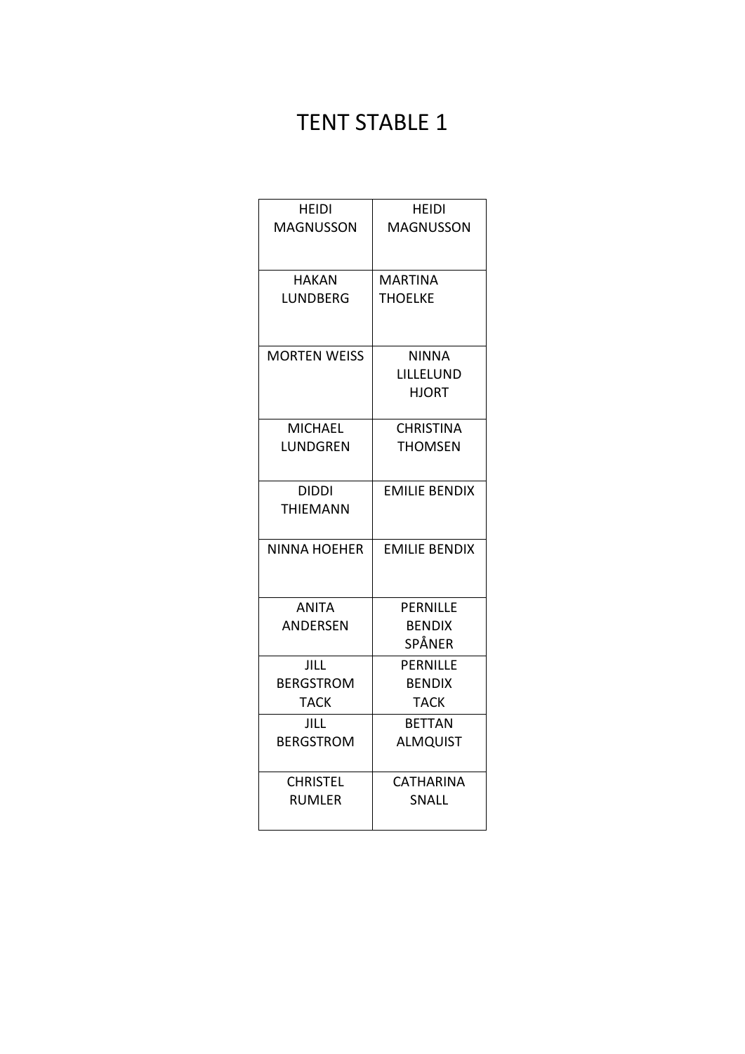# TENT STABLE 1

| HEIDI MAGNUSSON | HEIDI MAGNUSSON |
|---|---|
| HAKAN LUNDBERG | MARTINA THOELKE |
| MORTEN WEISS | NINNA LILLELUND HJORT |
| MICHAEL LUNDGREN | CHRISTINA THOMSEN |
| DIDDI THIEMANN | EMILIE BENDIX |
| NINNA HOEHER | EMILIE BENDIX |
| ANITA ANDERSEN | PERNILLE BENDIX SPÅNER |
| JILL BERGSTROM TACK | PERNILLE BENDIX TACK |
| JILL BERGSTROM | BETTAN ALMQUIST |
| CHRISTEL RUMLER | CATHARINA SNALL |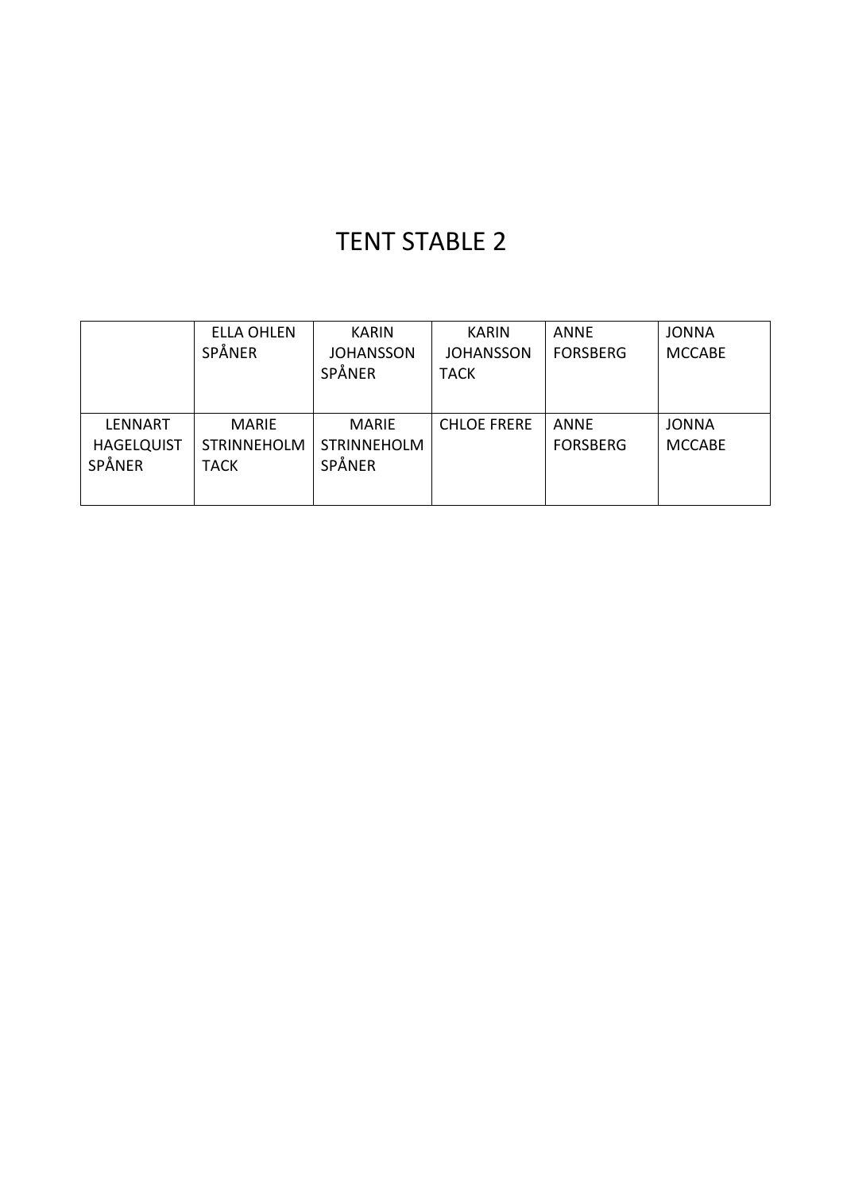# TENT STABLE 2

| | ELLA OHLEN SPÅNER | KARIN JOHANSSON SPÅNER | KARIN JOHANSSON TACK | ANNE FORSBERG | JONNA MCCABE |
|---|---|---|---|---|---|
| LENNART HAGELQUIST SPÅNER | MARIE STRINNEHOLM TACK | MARIE STRINNEHOLM SPÅNER | CHLOE FRERE | ANNE FORSBERG | JONNA MCCABE |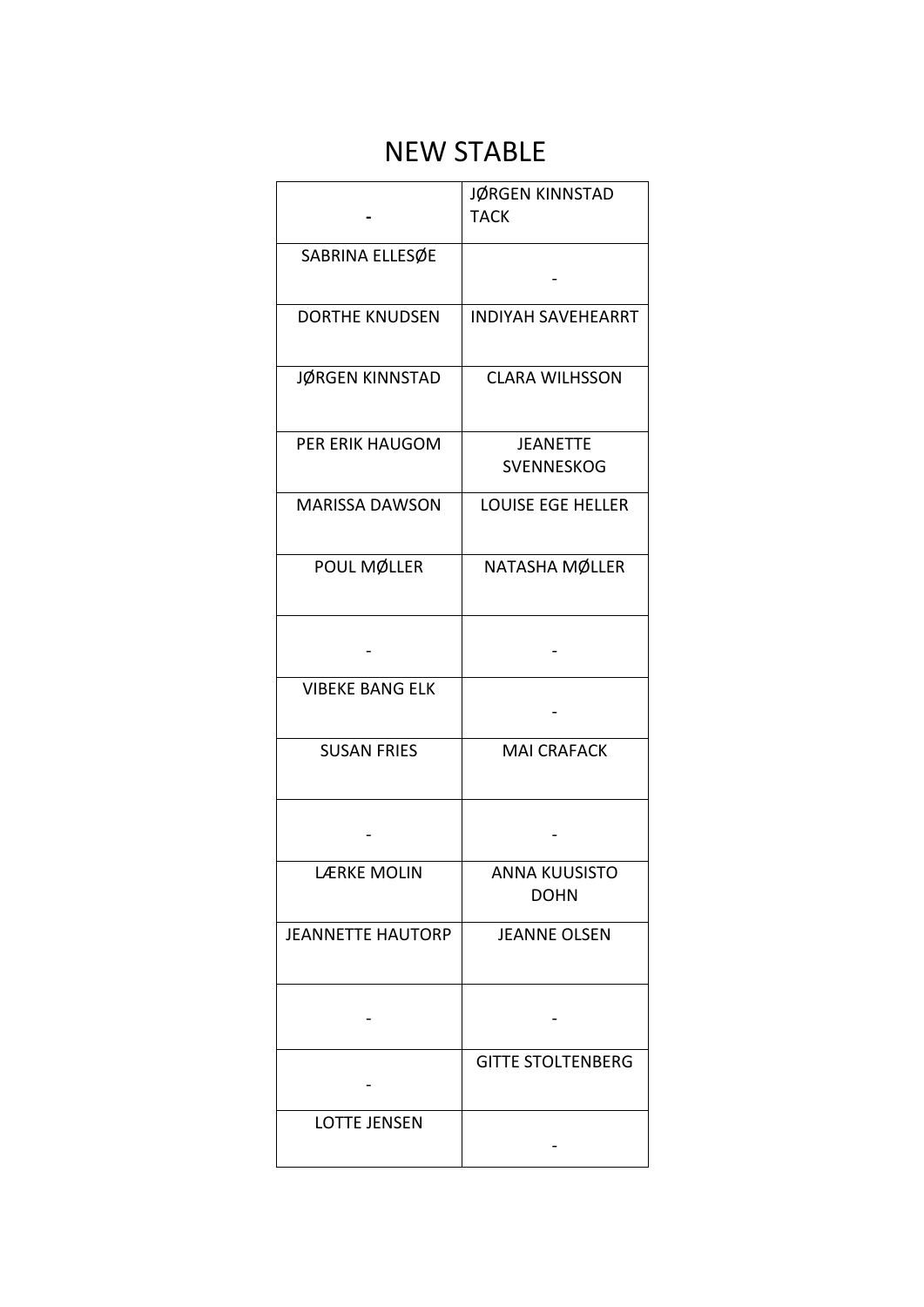# NEW STABLE

| - | JØRGEN KINNSTAD TACK |
|---|---|
| SABRINA ELLESØE | - |
| DORTHE KNUDSEN | INDIYAH SAVEHEARRT |
| JØRGEN KINNSTAD | CLARA WILHSSON |
| PER ERIK HAUGOM | JEANETTE SVENNESKOG |
| MARISSA DAWSON | LOUISE EGE HELLER |
| POUL MØLLER | NATASHA MØLLER |
| - | - |
| VIBEKE BANG ELK | - |
| SUSAN FRIES | MAI CRAFACK |
| - | - |
| LÆRKE MOLIN | ANNA KUUSISTO DOHN |
| JEANNETTE HAUTORP | JEANNE OLSEN |
| - | - |
| - | GITTE STOLTENBERG |
| LOTTE JENSEN | - |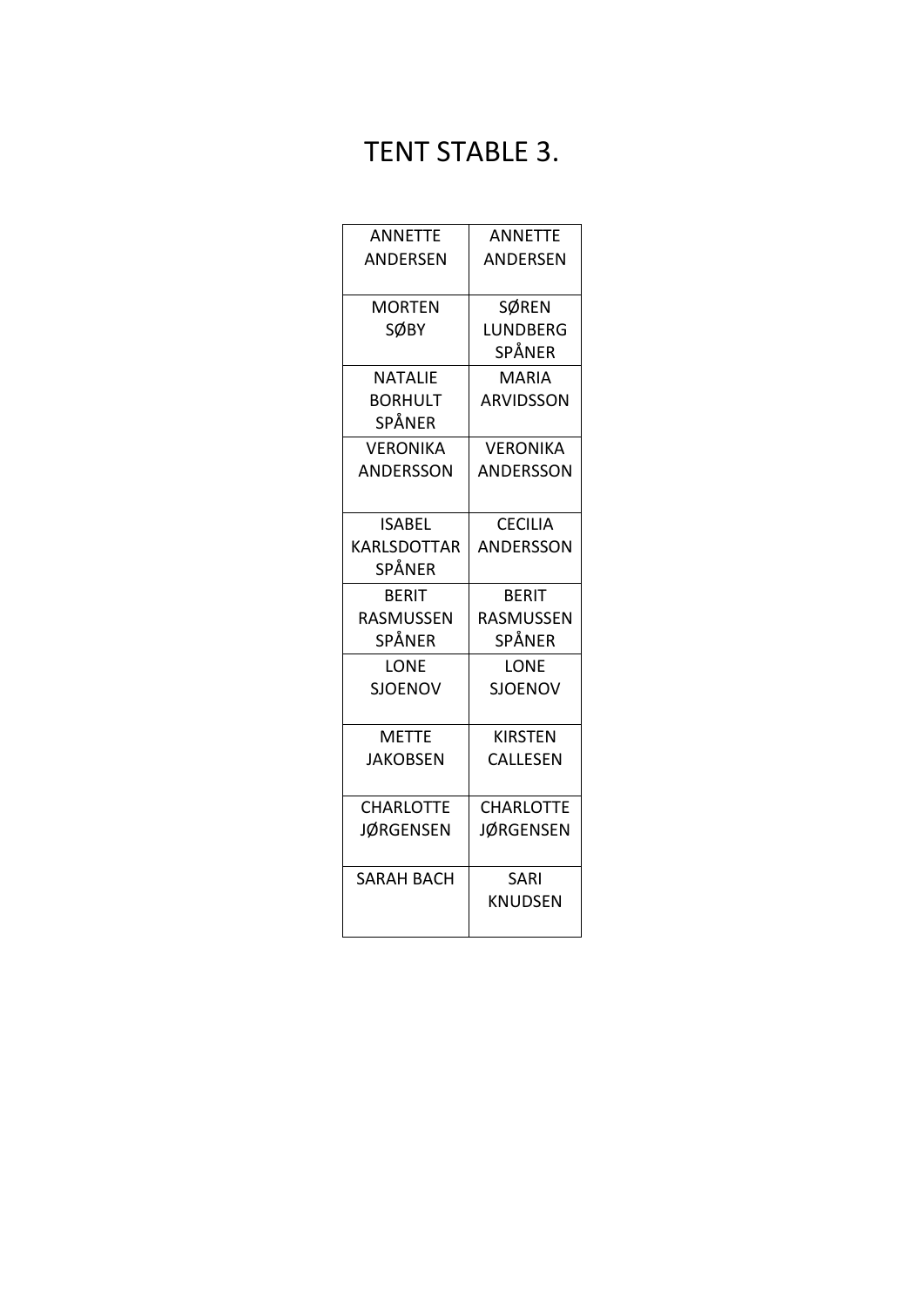# TENT STABLE 3.

| | |
|---|---|
| ANNETTE ANDERSEN | ANNETTE ANDERSEN |
| MORTEN SØBY | SØREN LUNDBERG SPÅNER |
| NATALIE BORHULT SPÅNER | MARIA ARVIDSSON |
| VERONIKA ANDERSSON | VERONIKA ANDERSSON |
| ISABEL KARLSDOTTAR SPÅNER | CECILIA ANDERSSON |
| BERIT RASMUSSEN SPÅNER | BERIT RASMUSSEN SPÅNER |
| LONE SJOENOV | LONE SJOENOV |
| METTE JAKOBSEN | KIRSTEN CALLESEN |
| CHARLOTTE JØRGENSEN | CHARLOTTE JØRGENSEN |
| SARAH BACH | SARI KNUDSEN |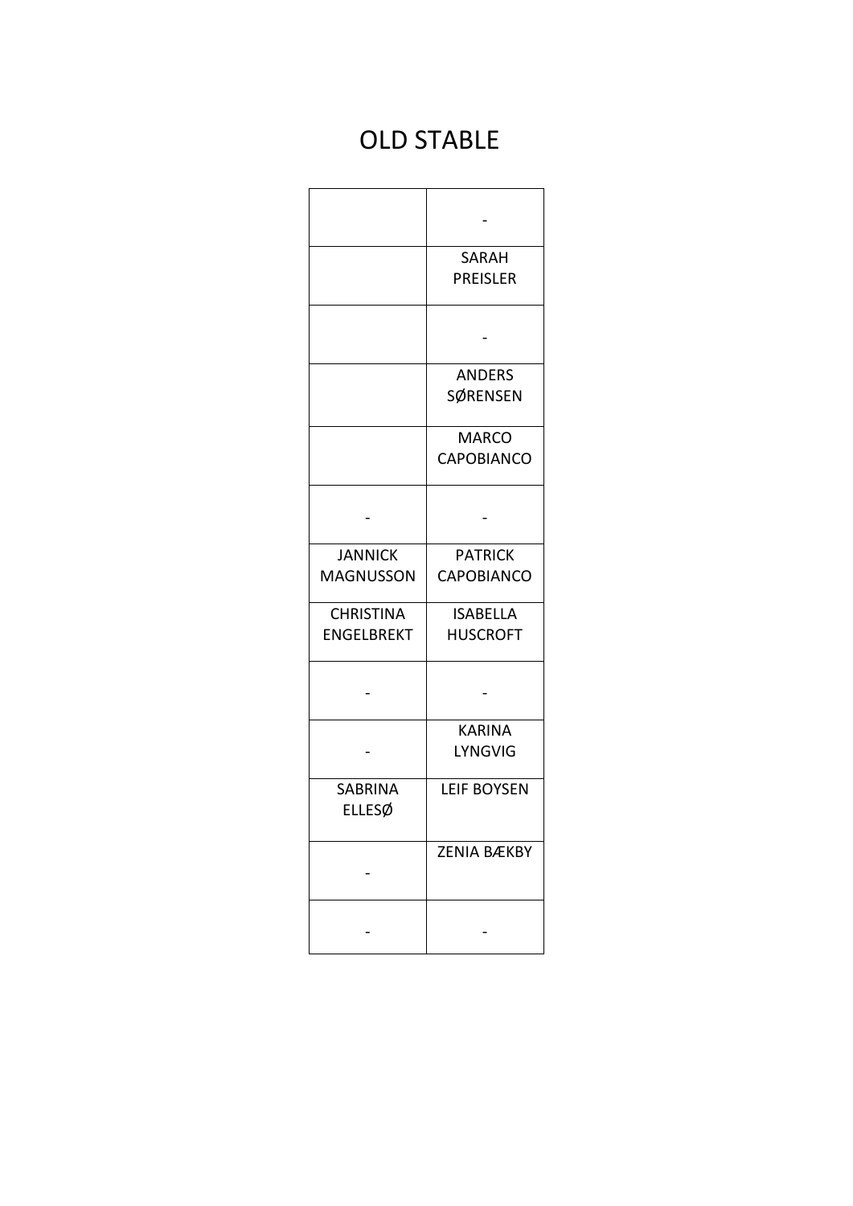# OLD STABLE

| | |
|---|---|
| | - |
| | SARAH PREISLER |
| | - |
| | ANDERS SØRENSEN |
| | MARCO CAPOBIANCO |
| - | - |
| JANNICK MAGNUSSON | PATRICK CAPOBIANCO |
| CHRISTINA ENGELBREKT | ISABELLA HUSCROFT |
| - | - |
| - | KARINA LYNGVIG |
| SABRINA ELLESØ | LEIF BOYSEN |
| - | ZENIA BÆKBY |
| - | - |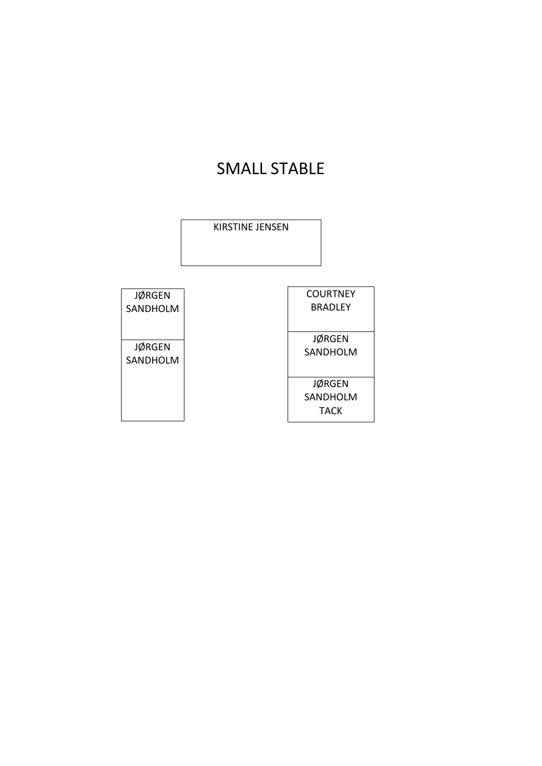# SMALL STABLE

KIRSTINE JENSEN

JØRGEN SANDHOLM

JØRGEN SANDHOLM

COURTNEY BRADLEY

JØRGEN SANDHOLM

JØRGEN SANDHOLM TACK